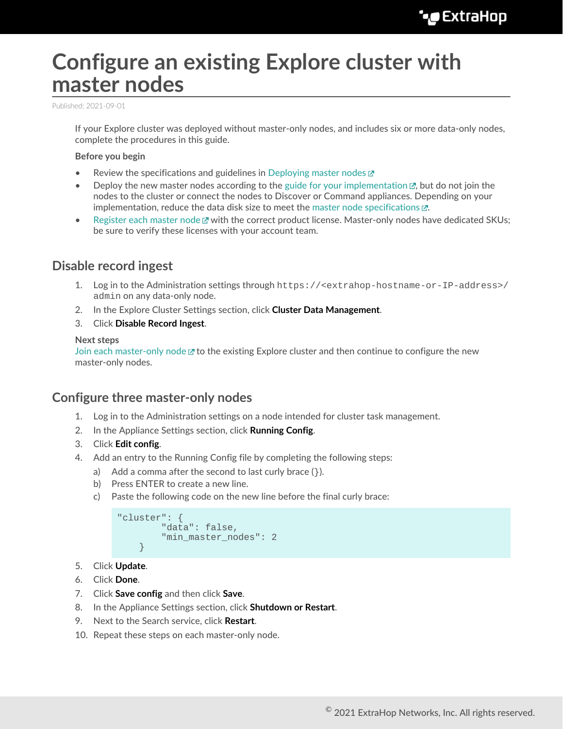# Configure an existing Explore cluster with master nodes

Published: 2021-09-01

If your Explore cluster was deployed without master-only nodes, and includes six or more data-only nodes, complete the procedures in this guide.

**Before you begin**

- Review the specifications and guidelines in Deploying master nodes
- Deploy the new master nodes according to the guide for your implementation, but do not join the nodes to the cluster or connect the nodes to Discover or Command appliances. Depending on your implementation, reduce the data disk size to meet the master node specifications.
- Register each master node with the correct product license. Master-only nodes have dedicated SKUs; be sure to verify these licenses with your account team.

## Disable record ingest

1. Log in to the Administration settings through `https://<extrahop-hostname-or-IP-address>/admin` on any data-only node.
2. In the Explore Cluster Settings section, click **Cluster Data Management**.
3. Click **Disable Record Ingest**.

**Next steps**

Join each master-only node to the existing Explore cluster and then continue to configure the new master-only nodes.

## Configure three master-only nodes

1. Log in to the Administration settings on a node intended for cluster task management.
2. In the Appliance Settings section, click **Running Config**.
3. Click **Edit config**.
4. Add an entry to the Running Config file by completing the following steps:
   a) Add a comma after the second to last curly brace (}).
   b) Press ENTER to create a new line.
   c) Paste the following code on the new line before the final curly brace:

```
"cluster": {
        "data": false,
        "min_master_nodes": 2
    }
```

5. Click **Update**.
6. Click **Done**.
7. Click **Save config** and then click **Save**.
8. In the Appliance Settings section, click **Shutdown or Restart**.
9. Next to the Search service, click **Restart**.
10. Repeat these steps on each master-only node.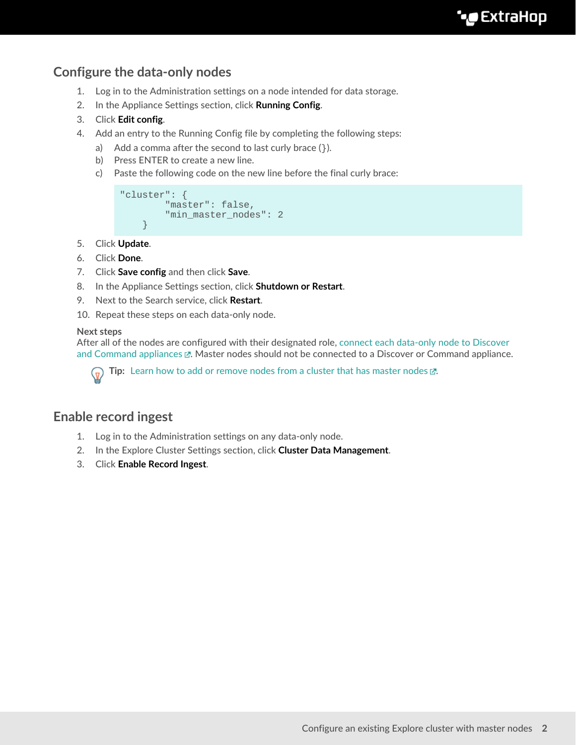## Configure the data-only nodes

1. Log in to the Administration settings on a node intended for data storage.
2. In the Appliance Settings section, click **Running Config**.
3. Click **Edit config**.
4. Add an entry to the Running Config file by completing the following steps:
   a) Add a comma after the second to last curly brace (}).
   b) Press ENTER to create a new line.
   c) Paste the following code on the new line before the final curly brace:

   ```
   "cluster": {
           "master": false,
           "min_master_nodes": 2
       }
   ```

5. Click **Update**.
6. Click **Done**.
7. Click **Save config** and then click **Save**.
8. In the Appliance Settings section, click **Shutdown or Restart**.
9. Next to the Search service, click **Restart**.
10. Repeat these steps on each data-only node.

**Next steps**

After all of the nodes are configured with their designated role, connect each data-only node to Discover and Command appliances. Master nodes should not be connected to a Discover or Command appliance.

**Tip:** Learn how to add or remove nodes from a cluster that has master nodes.

## Enable record ingest

1. Log in to the Administration settings on any data-only node.
2. In the Explore Cluster Settings section, click **Cluster Data Management**.
3. Click **Enable Record Ingest**.